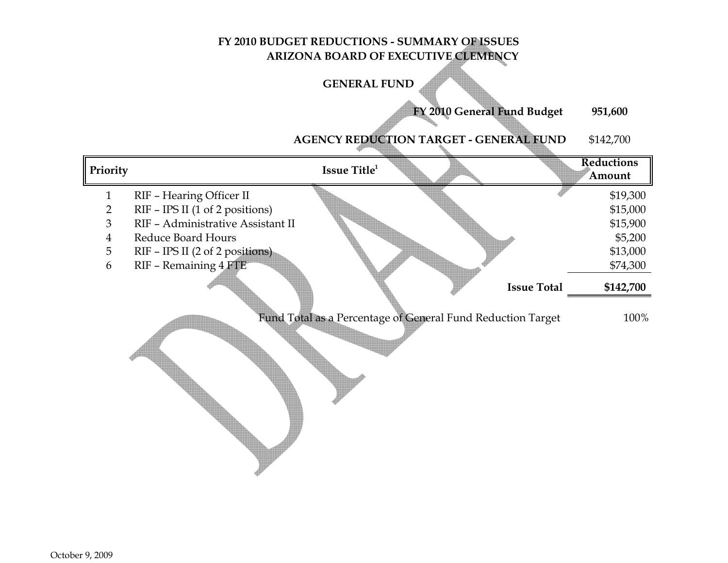# FY 2010 BUDGET REDUCTIONS - SUMMARY OF ISSUES
## ARIZONA BOARD OF EXECUTIVE CLEMENCY

### GENERAL FUND

**FY 2010 General Fund Budget** **951,600**

**AGENCY REDUCTION TARGET - GENERAL FUND** $142,700

| Priority | Issue Title[1] | Reductions Amount |
|---|---|---|
| 1 | RIF – Hearing Officer II | $19,300 |
| 2 | RIF – IPS II (1 of 2 positions) | $15,000 |
| 3 | RIF – Administrative Assistant II | $15,900 |
| 4 | Reduce Board Hours | $5,200 |
| 5 | RIF – IPS II (2 of 2 positions) | $13,000 |
| 6 | RIF – Remaining 4 FTE | $74,300 |
| | **Issue Total** | **$142,700** |

Fund Total as a Percentage of General Fund Reduction Target 100%

October 9, 2009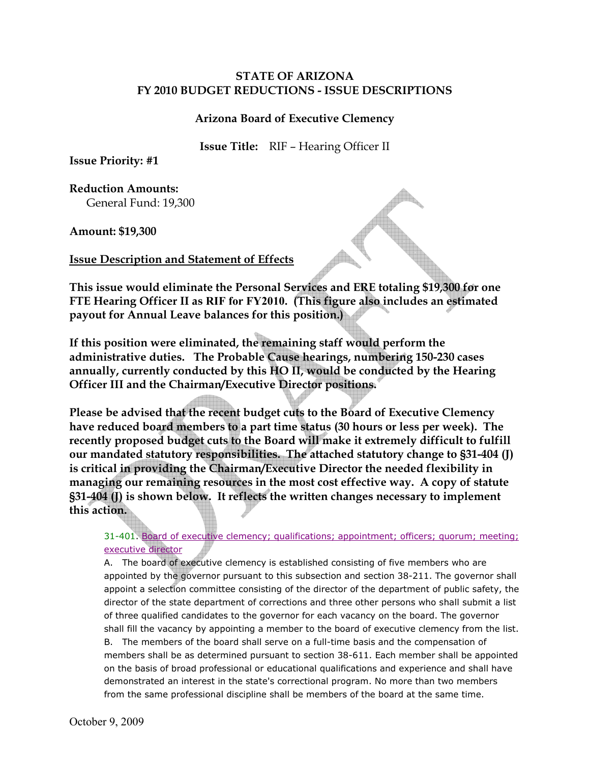# STATE OF ARIZONA
# FY 2010 BUDGET REDUCTIONS - ISSUE DESCRIPTIONS

## Arizona Board of Executive Clemency

**Issue Title:** RIF – Hearing Officer II

**Issue Priority: #1**

**Reduction Amounts:**
General Fund: 19,300

**Amount: $19,300**

**Issue Description and Statement of Effects**

**This issue would eliminate the Personal Services and ERE totaling $19,300 for one FTE Hearing Officer II as RIF for FY2010. (This figure also includes an estimated payout for Annual Leave balances for this position.)**

**If this position were eliminated, the remaining staff would perform the administrative duties. The Probable Cause hearings, numbering 150-230 cases annually, currently conducted by this HO II, would be conducted by the Hearing Officer III and the Chairman/Executive Director positions.**

**Please be advised that the recent budget cuts to the Board of Executive Clemency have reduced board members to a part time status (30 hours or less per week). The recently proposed budget cuts to the Board will make it extremely difficult to fulfill our mandated statutory responsibilities. The attached statutory change to §31-404 (J) is critical in providing the Chairman/Executive Director the needed flexibility in managing our remaining resources in the most cost effective way. A copy of statute §31-404 (J) is shown below. It reflects the written changes necessary to implement this action.**

> 31-401. Board of executive clemency; qualifications; appointment; officers; quorum; meeting; executive director
>
> A. The board of executive clemency is established consisting of five members who are appointed by the governor pursuant to this subsection and section 38-211. The governor shall appoint a selection committee consisting of the director of the department of public safety, the director of the state department of corrections and three other persons who shall submit a list of three qualified candidates to the governor for each vacancy on the board. The governor shall fill the vacancy by appointing a member to the board of executive clemency from the list.
>
> B. The members of the board shall serve on a full-time basis and the compensation of members shall be as determined pursuant to section 38-611. Each member shall be appointed on the basis of broad professional or educational qualifications and experience and shall have demonstrated an interest in the state's correctional program. No more than two members from the same professional discipline shall be members of the board at the same time.

October 9, 2009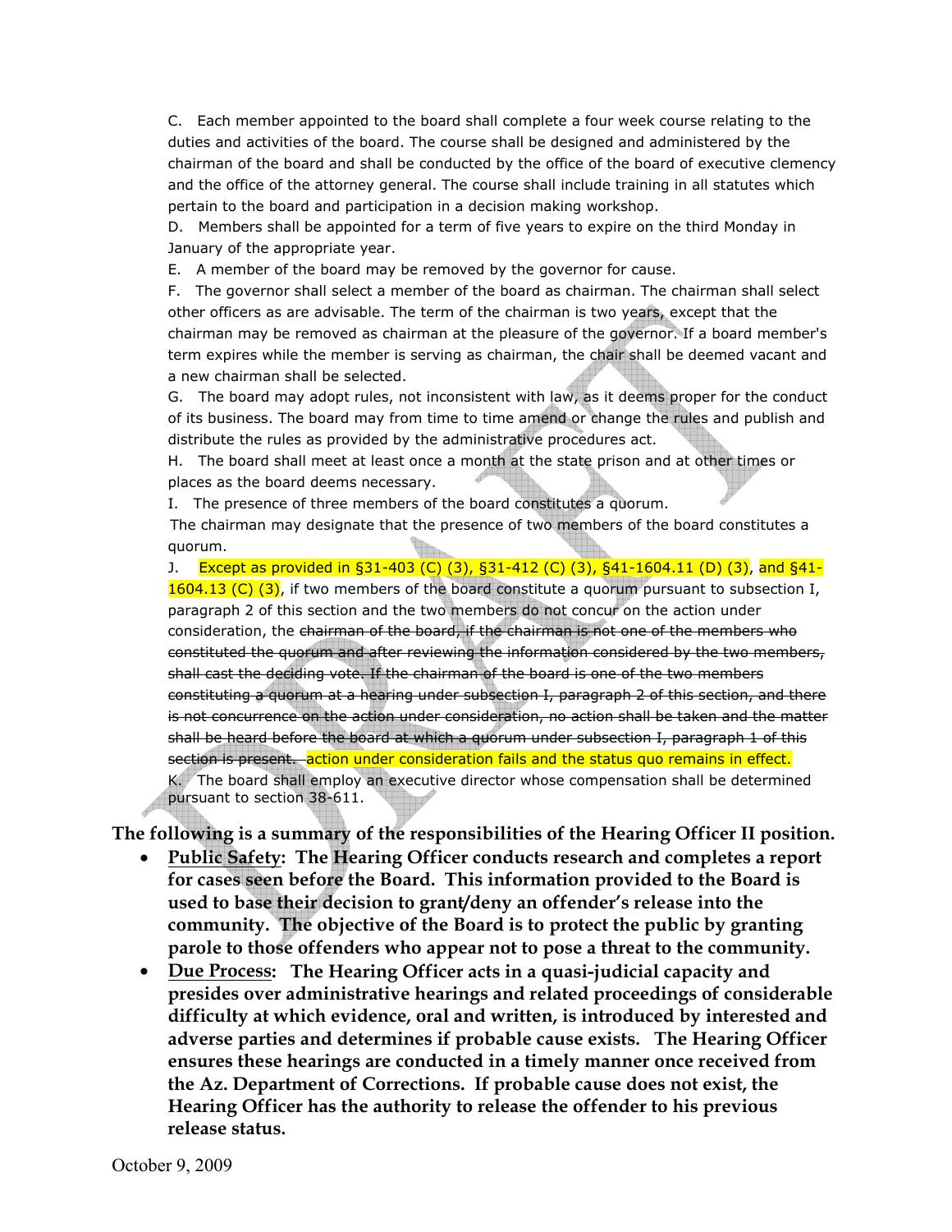C. Each member appointed to the board shall complete a four week course relating to the duties and activities of the board. The course shall be designed and administered by the chairman of the board and shall be conducted by the office of the board of executive clemency and the office of the attorney general. The course shall include training in all statutes which pertain to the board and participation in a decision making workshop.

D. Members shall be appointed for a term of five years to expire on the third Monday in January of the appropriate year.

E. A member of the board may be removed by the governor for cause.

F. The governor shall select a member of the board as chairman. The chairman shall select other officers as are advisable. The term of the chairman is two years, except that the chairman may be removed as chairman at the pleasure of the governor. If a board member's term expires while the member is serving as chairman, the chair shall be deemed vacant and a new chairman shall be selected.

G. The board may adopt rules, not inconsistent with law, as it deems proper for the conduct of its business. The board may from time to time amend or change the rules and publish and distribute the rules as provided by the administrative procedures act.

H. The board shall meet at least once a month at the state prison and at other times or places as the board deems necessary.

I. The presence of three members of the board constitutes a quorum.

The chairman may designate that the presence of two members of the board constitutes a quorum.

J. Except as provided in §31-403 (C) (3), §31-412 (C) (3), §41-1604.11 (D) (3), and §41-1604.13 (C) (3), if two members of the board constitute a quorum pursuant to subsection I, paragraph 2 of this section and the two members do not concur on the action under consideration, the ~~chairman of the board, if the chairman is not one of the members who constituted the quorum and after reviewing the information considered by the two members, shall cast the deciding vote. If the chairman of the board is one of the two members constituting a quorum at a hearing under subsection I, paragraph 2 of this section, and there is not concurrence on the action under consideration, no action shall be taken and the matter shall be heard before the board at which a quorum under subsection I, paragraph 1 of this section is present.~~ action under consideration fails and the status quo remains in effect.

K. The board shall employ an executive director whose compensation shall be determined pursuant to section 38-611.

**The following is a summary of the responsibilities of the Hearing Officer II position.**

- **<u>Public Safety</u>: The Hearing Officer conducts research and completes a report for cases seen before the Board. This information provided to the Board is used to base their decision to grant/deny an offender's release into the community. The objective of the Board is to protect the public by granting parole to those offenders who appear not to pose a threat to the community.**
- **<u>Due Process</u>: The Hearing Officer acts in a quasi-judicial capacity and presides over administrative hearings and related proceedings of considerable difficulty at which evidence, oral and written, is introduced by interested and adverse parties and determines if probable cause exists. The Hearing Officer ensures these hearings are conducted in a timely manner once received from the Az. Department of Corrections. If probable cause does not exist, the Hearing Officer has the authority to release the offender to his previous release status.**

October 9, 2009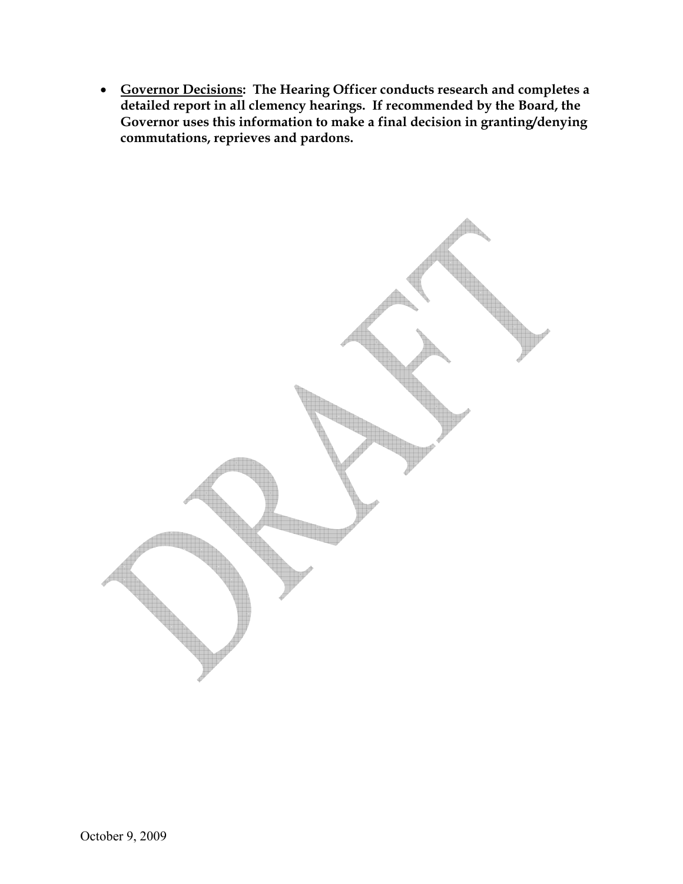- **<u>Governor Decisions</u>: The Hearing Officer conducts research and completes a detailed report in all clemency hearings. If recommended by the Board, the Governor uses this information to make a final decision in granting/denying commutations, reprieves and pardons.**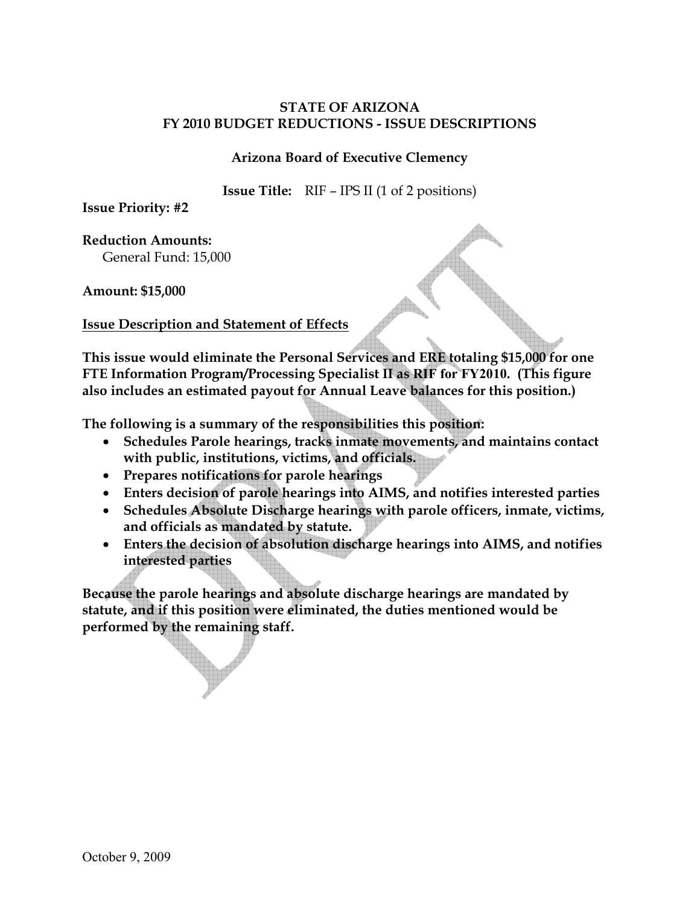**STATE OF ARIZONA**
**FY 2010 BUDGET REDUCTIONS - ISSUE DESCRIPTIONS**

**Arizona Board of Executive Clemency**

**Issue Title:** RIF – IPS II (1 of 2 positions)

**Issue Priority: #2**

**Reduction Amounts:**
General Fund: 15,000

**Amount: $15,000**

**Issue Description and Statement of Effects**

**This issue would eliminate the Personal Services and ERE totaling $15,000 for one FTE Information Program/Processing Specialist II as RIF for FY2010. (This figure also includes an estimated payout for Annual Leave balances for this position.)**

**The following is a summary of the responsibilities this position:**

- **Schedules Parole hearings, tracks inmate movements, and maintains contact with public, institutions, victims, and officials.**
- **Prepares notifications for parole hearings**
- **Enters decision of parole hearings into AIMS, and notifies interested parties**
- **Schedules Absolute Discharge hearings with parole officers, inmate, victims, and officials as mandated by statute.**
- **Enters the decision of absolution discharge hearings into AIMS, and notifies interested parties**

**Because the parole hearings and absolute discharge hearings are mandated by statute, and if this position were eliminated, the duties mentioned would be performed by the remaining staff.**

October 9, 2009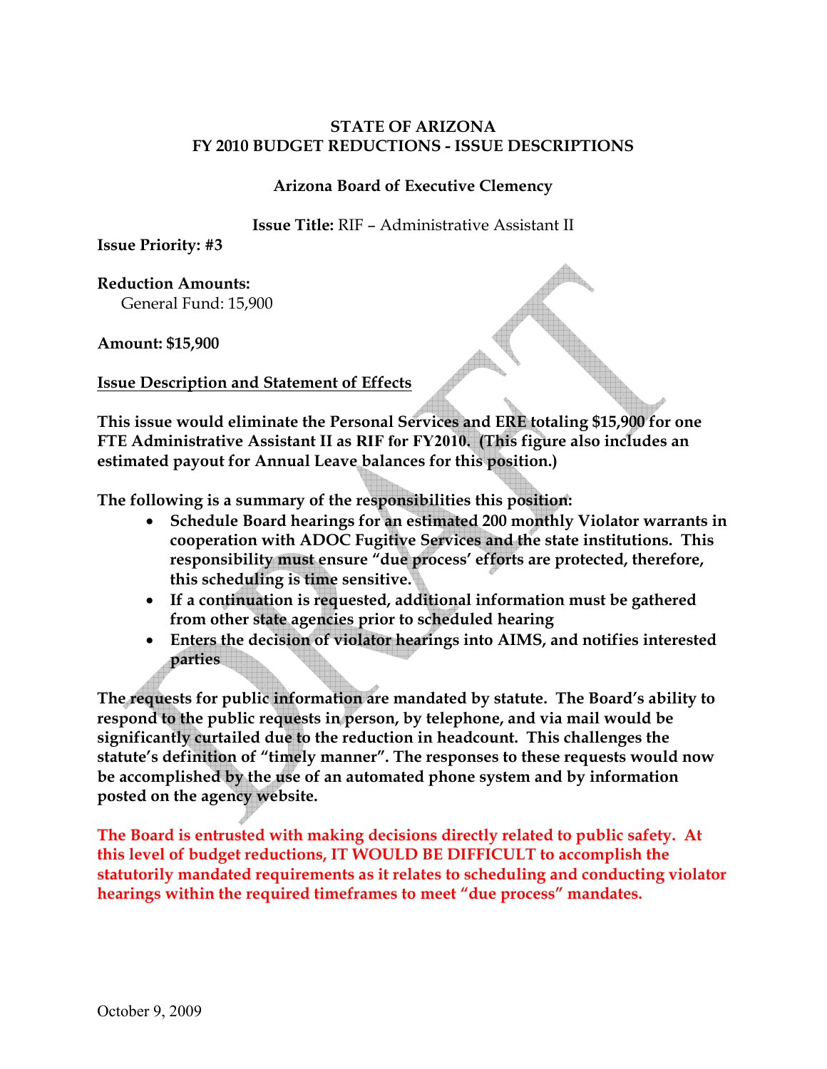**STATE OF ARIZONA**
**FY 2010 BUDGET REDUCTIONS - ISSUE DESCRIPTIONS**

**Arizona Board of Executive Clemency**

**Issue Title:** RIF – Administrative Assistant II

**Issue Priority: #3**

**Reduction Amounts:**
General Fund: 15,900

**Amount: $15,900**

**Issue Description and Statement of Effects**

**This issue would eliminate the Personal Services and ERE totaling $15,900 for one FTE Administrative Assistant II as RIF for FY2010. (This figure also includes an estimated payout for Annual Leave balances for this position.)**

**The following is a summary of the responsibilities this position:**

- **Schedule Board hearings for an estimated 200 monthly Violator warrants in cooperation with ADOC Fugitive Services and the state institutions. This responsibility must ensure "due process' efforts are protected, therefore, this scheduling is time sensitive.**
- **If a continuation is requested, additional information must be gathered from other state agencies prior to scheduled hearing**
- **Enters the decision of violator hearings into AIMS, and notifies interested parties**

**The requests for public information are mandated by statute. The Board's ability to respond to the public requests in person, by telephone, and via mail would be significantly curtailed due to the reduction in headcount. This challenges the statute's definition of "timely manner". The responses to these requests would now be accomplished by the use of an automated phone system and by information posted on the agency website.**

**The Board is entrusted with making decisions directly related to public safety. At this level of budget reductions, IT WOULD BE DIFFICULT to accomplish the statutorily mandated requirements as it relates to scheduling and conducting violator hearings within the required timeframes to meet "due process" mandates.**

October 9, 2009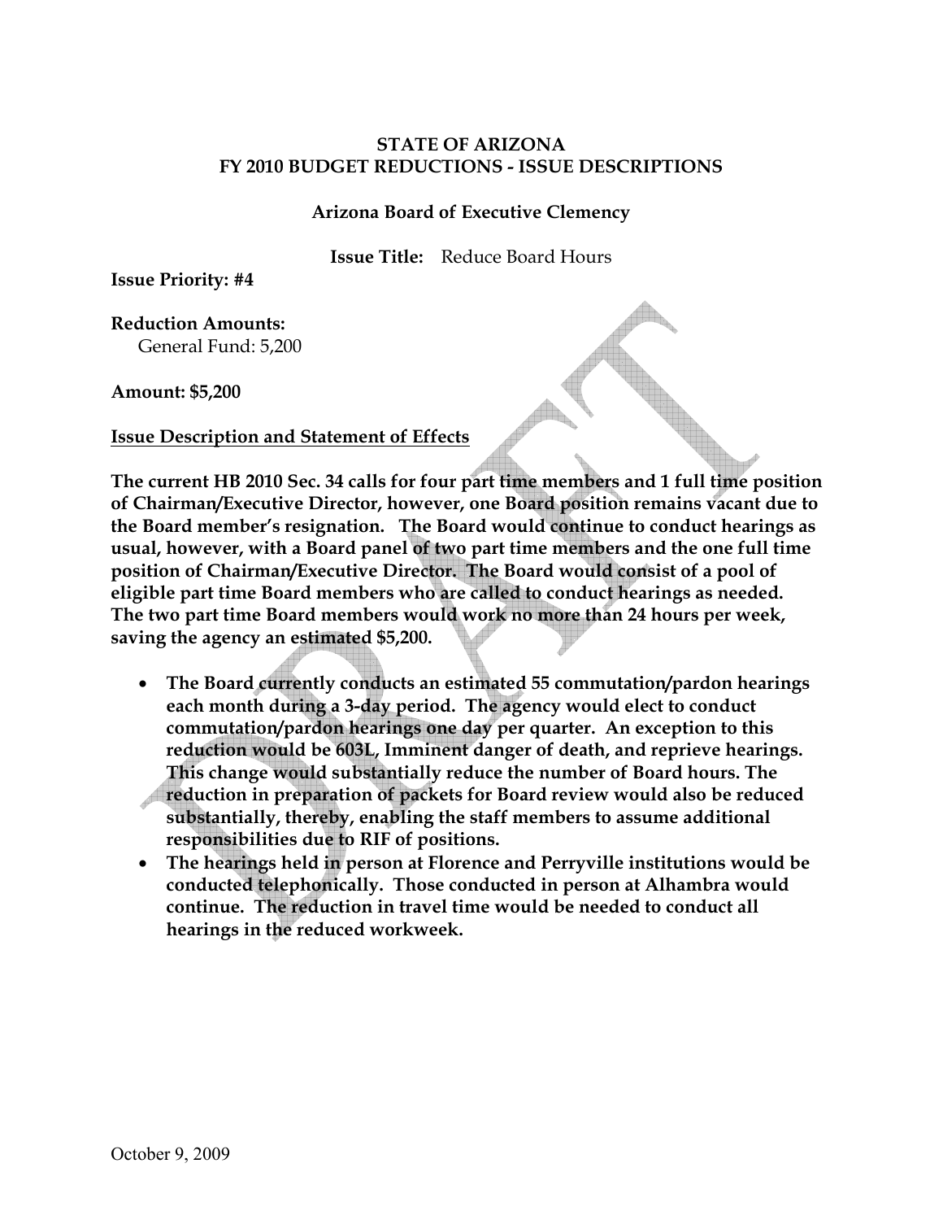**STATE OF ARIZONA**
**FY 2010 BUDGET REDUCTIONS - ISSUE DESCRIPTIONS**

**Arizona Board of Executive Clemency**

**Issue Title:** Reduce Board Hours

**Issue Priority: #4**

**Reduction Amounts:**
General Fund: 5,200

**Amount: $5,200**

**Issue Description and Statement of Effects**

**The current HB 2010 Sec. 34 calls for four part time members and 1 full time position of Chairman/Executive Director, however, one Board position remains vacant due to the Board member's resignation. The Board would continue to conduct hearings as usual, however, with a Board panel of two part time members and the one full time position of Chairman/Executive Director. The Board would consist of a pool of eligible part time Board members who are called to conduct hearings as needed. The two part time Board members would work no more than 24 hours per week, saving the agency an estimated $5,200.**

- **The Board currently conducts an estimated 55 commutation/pardon hearings each month during a 3-day period. The agency would elect to conduct commutation/pardon hearings one day per quarter. An exception to this reduction would be 603L, Imminent danger of death, and reprieve hearings. This change would substantially reduce the number of Board hours. The reduction in preparation of packets for Board review would also be reduced substantially, thereby, enabling the staff members to assume additional responsibilities due to RIF of positions.**
- **The hearings held in person at Florence and Perryville institutions would be conducted telephonically. Those conducted in person at Alhambra would continue. The reduction in travel time would be needed to conduct all hearings in the reduced workweek.**

October 9, 2009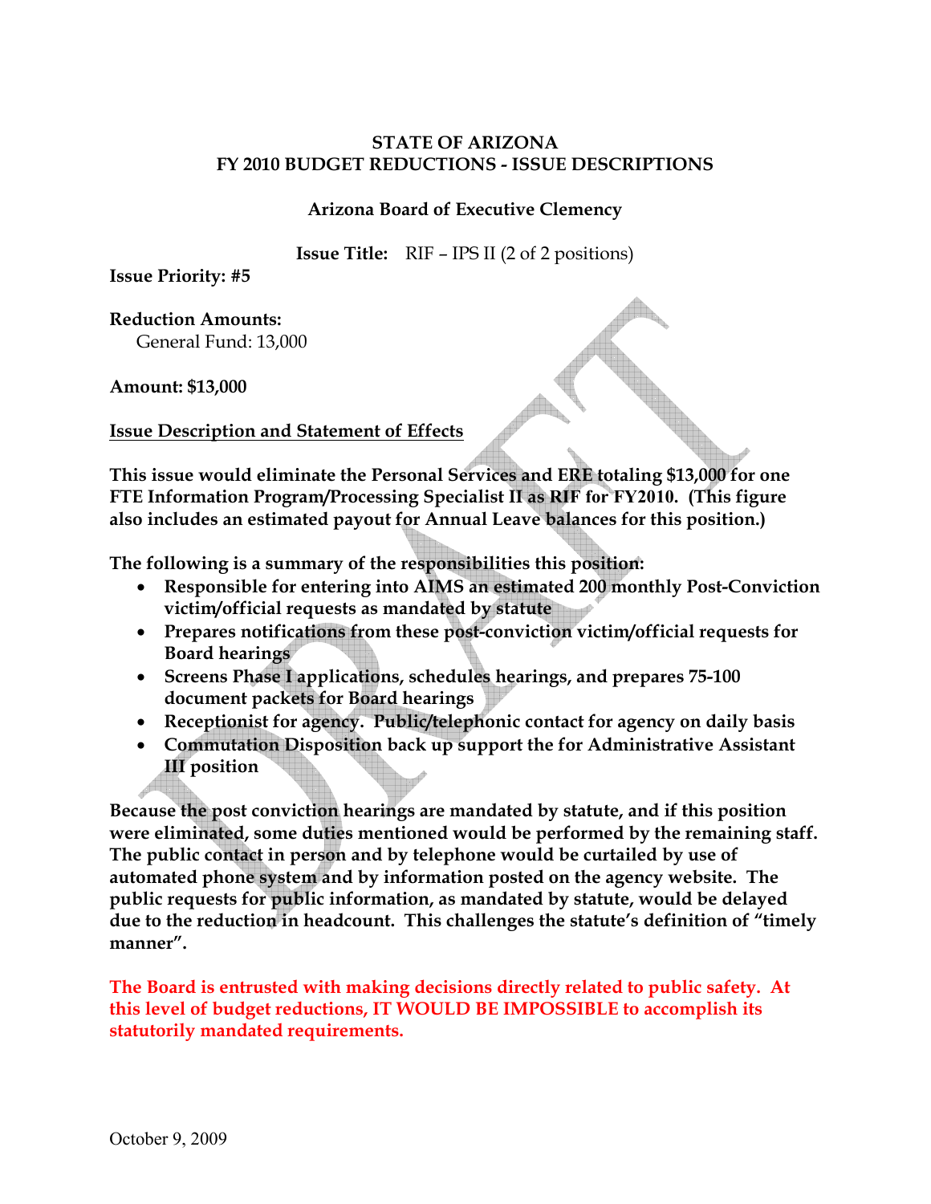**STATE OF ARIZONA**
**FY 2010 BUDGET REDUCTIONS - ISSUE DESCRIPTIONS**

**Arizona Board of Executive Clemency**

**Issue Title:** RIF – IPS II (2 of 2 positions)

**Issue Priority: #5**

**Reduction Amounts:**
General Fund: 13,000

**Amount: $13,000**

**Issue Description and Statement of Effects**

**This issue would eliminate the Personal Services and ERE totaling $13,000 for one FTE Information Program/Processing Specialist II as RIF for FY2010. (This figure also includes an estimated payout for Annual Leave balances for this position.)**

**The following is a summary of the responsibilities this position:**

- **Responsible for entering into AIMS an estimated 200 monthly Post-Conviction victim/official requests as mandated by statute**
- **Prepares notifications from these post-conviction victim/official requests for Board hearings**
- **Screens Phase I applications, schedules hearings, and prepares 75-100 document packets for Board hearings**
- **Receptionist for agency. Public/telephonic contact for agency on daily basis**
- **Commutation Disposition back up support the for Administrative Assistant III position**

**Because the post conviction hearings are mandated by statute, and if this position were eliminated, some duties mentioned would be performed by the remaining staff. The public contact in person and by telephone would be curtailed by use of automated phone system and by information posted on the agency website. The public requests for public information, as mandated by statute, would be delayed due to the reduction in headcount. This challenges the statute's definition of "timely manner".**

**The Board is entrusted with making decisions directly related to public safety. At this level of budget reductions, IT WOULD BE IMPOSSIBLE to accomplish its statutorily mandated requirements.**

October 9, 2009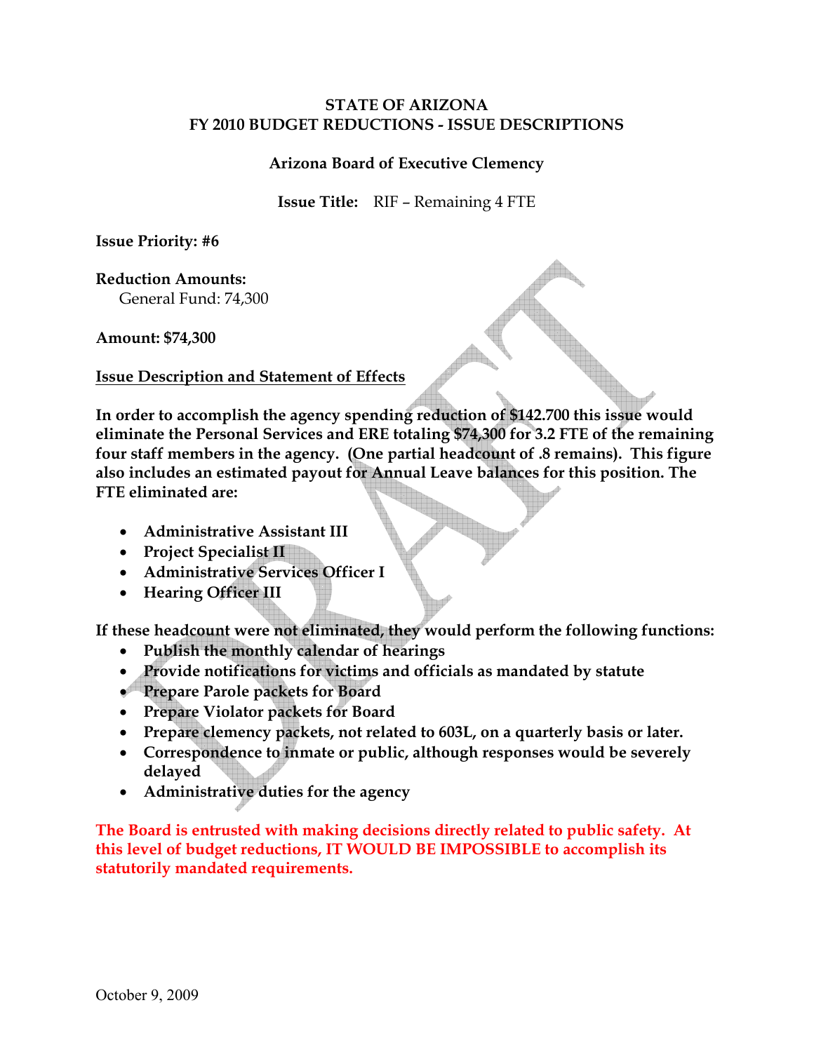**STATE OF ARIZONA**
**FY 2010 BUDGET REDUCTIONS - ISSUE DESCRIPTIONS**

**Arizona Board of Executive Clemency**

**Issue Title:** RIF – Remaining 4 FTE

**Issue Priority: #6**

**Reduction Amounts:**
General Fund: 74,300

**Amount: $74,300**

**Issue Description and Statement of Effects**

**In order to accomplish the agency spending reduction of $142.700 this issue would eliminate the Personal Services and ERE totaling $74,300 for 3.2 FTE of the remaining four staff members in the agency. (One partial headcount of .8 remains). This figure also includes an estimated payout for Annual Leave balances for this position. The FTE eliminated are:**

- **Administrative Assistant III**
- **Project Specialist II**
- **Administrative Services Officer I**
- **Hearing Officer III**

**If these headcount were not eliminated, they would perform the following functions:**

- **Publish the monthly calendar of hearings**
- **Provide notifications for victims and officials as mandated by statute**
- **Prepare Parole packets for Board**
- **Prepare Violator packets for Board**
- **Prepare clemency packets, not related to 603L, on a quarterly basis or later.**
- **Correspondence to inmate or public, although responses would be severely delayed**
- **Administrative duties for the agency**

**The Board is entrusted with making decisions directly related to public safety. At this level of budget reductions, IT WOULD BE IMPOSSIBLE to accomplish its statutorily mandated requirements.**

October 9, 2009